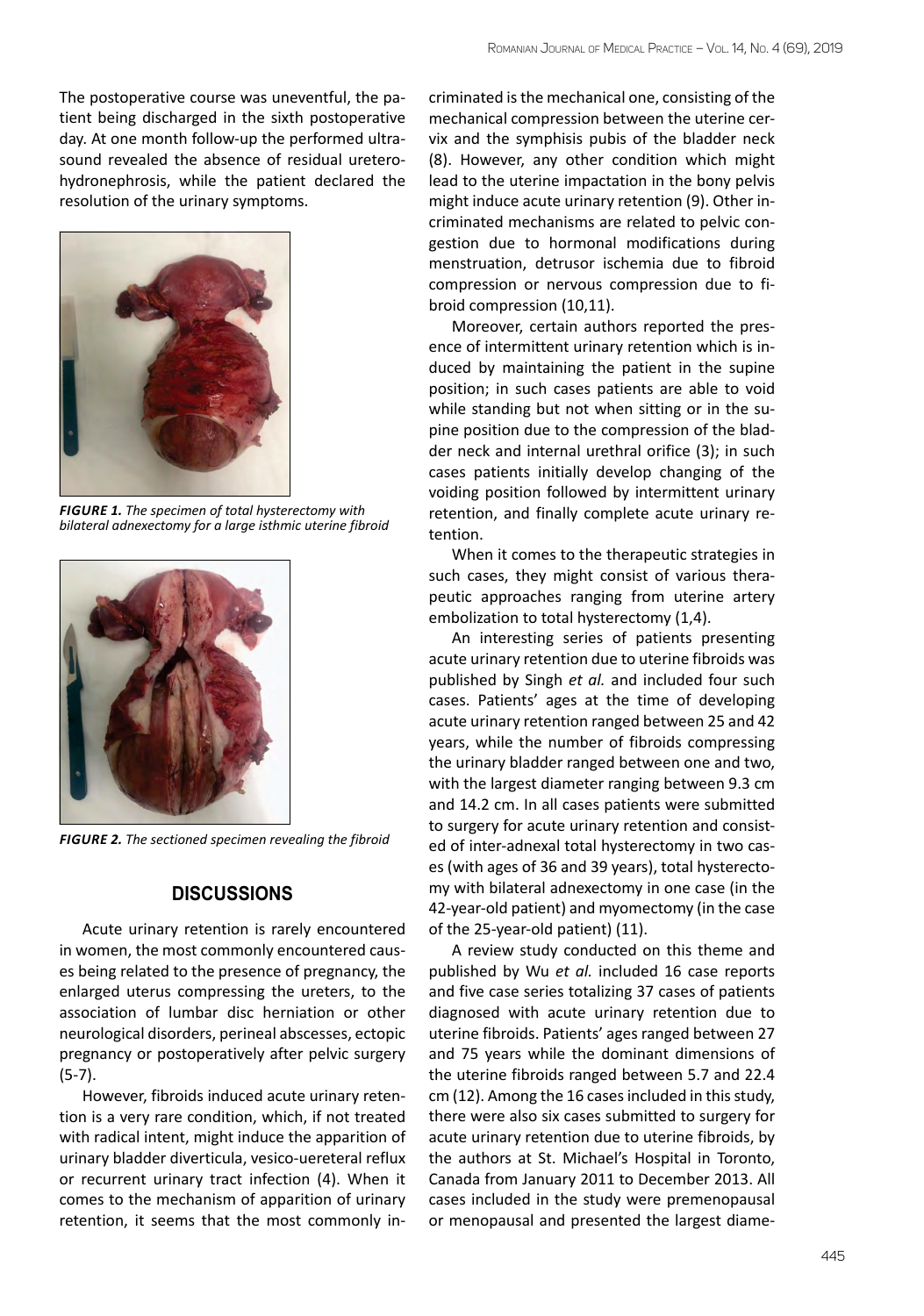The postoperative course was uneventful, the patient being discharged in the sixth postoperative day. At one month follow-up the performed ultrasound revealed the absence of residual uretero-hydronephrosis, while the patient declared the resolution of the urinary symptoms.

***FIGURE 1.*** *The specimen of total hysterectomy with bilateral adnexectomy for a large isthmic uterine fibroid*

***FIGURE 2.*** *The sectioned specimen revealing the fibroid*

## DISCUSSIONS

Acute urinary retention is rarely encountered in women, the most commonly encountered causes being related to the presence of pregnancy, the enlarged uterus compressing the ureters, to the association of lumbar disc herniation or other neurological disorders, perineal abscesses, ectopic pregnancy or postoperatively after pelvic surgery (5-7).

However, fibroids induced acute urinary retention is a very rare condition, which, if not treated with radical intent, might induce the apparition of urinary bladder diverticula, vesico-uereteral reflux or recurrent urinary tract infection (4). When it comes to the mechanism of apparition of urinary retention, it seems that the most commonly incriminated is the mechanical one, consisting of the mechanical compression between the uterine cervix and the symphisis pubis of the bladder neck (8). However, any other condition which might lead to the uterine impactation in the bony pelvis might induce acute urinary retention (9). Other incriminated mechanisms are related to pelvic congestion due to hormonal modifications during menstruation, detrusor ischemia due to fibroid compression or nervous compression due to fibroid compression (10,11).

Moreover, certain authors reported the presence of intermittent urinary retention which is induced by maintaining the patient in the supine position; in such cases patients are able to void while standing but not when sitting or in the supine position due to the compression of the bladder neck and internal urethral orifice (3); in such cases patients initially develop changing of the voiding position followed by intermittent urinary retention, and finally complete acute urinary retention.

When it comes to the therapeutic strategies in such cases, they might consist of various therapeutic approaches ranging from uterine artery embolization to total hysterectomy (1,4).

An interesting series of patients presenting acute urinary retention due to uterine fibroids was published by Singh *et al.* and included four such cases. Patients' ages at the time of developing acute urinary retention ranged between 25 and 42 years, while the number of fibroids compressing the urinary bladder ranged between one and two, with the largest diameter ranging between 9.3 cm and 14.2 cm. In all cases patients were submitted to surgery for acute urinary retention and consisted of inter-adnexal total hysterectomy in two cases (with ages of 36 and 39 years), total hysterectomy with bilateral adnexectomy in one case (in the 42-year-old patient) and myomectomy (in the case of the 25-year-old patient) (11).

A review study conducted on this theme and published by Wu *et al.* included 16 case reports and five case series totalizing 37 cases of patients diagnosed with acute urinary retention due to uterine fibroids. Patients' ages ranged between 27 and 75 years while the dominant dimensions of the uterine fibroids ranged between 5.7 and 22.4 cm (12). Among the 16 cases included in this study, there were also six cases submitted to surgery for acute urinary retention due to uterine fibroids, by the authors at St. Michael's Hospital in Toronto, Canada from January 2011 to December 2013. All cases included in the study were premenopausal or menopausal and presented the largest diame-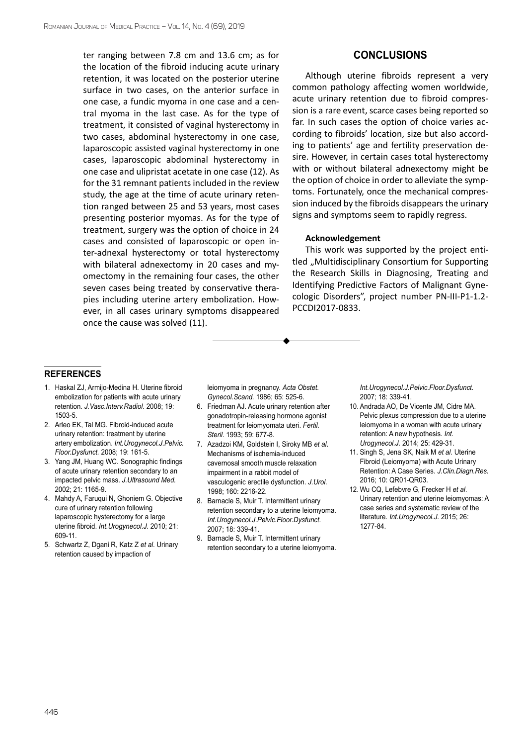ter ranging between 7.8 cm and 13.6 cm; as for the location of the fibroid inducing acute urinary retention, it was located on the posterior uterine surface in two cases, on the anterior surface in one case, a fundic myoma in one case and a central myoma in the last case. As for the type of treatment, it consisted of vaginal hysterectomy in two cases, abdominal hysterectomy in one case, laparoscopic assisted vaginal hysterectomy in one cases, laparoscopic abdominal hysterectomy in one case and ulipristat acetate in one case (12). As for the 31 remnant patients included in the review study, the age at the time of acute urinary retention ranged between 25 and 53 years, most cases presenting posterior myomas. As for the type of treatment, surgery was the option of choice in 24 cases and consisted of laparoscopic or open inter-adnexal hysterectomy or total hysterectomy with bilateral adnexectomy in 20 cases and myomectomy in the remaining four cases, the other seven cases being treated by conservative therapies including uterine artery embolization. However, in all cases urinary symptoms disappeared once the cause was solved (11).

## CONCLUSIONS

Although uterine fibroids represent a very common pathology affecting women worldwide, acute urinary retention due to fibroid compression is a rare event, scarce cases being reported so far. In such cases the option of choice varies according to fibroids' location, size but also according to patients' age and fertility preservation desire. However, in certain cases total hysterectomy with or without bilateral adnexectomy might be the option of choice in order to alleviate the symptoms. Fortunately, once the mechanical compression induced by the fibroids disappears the urinary signs and symptoms seem to rapidly regress.

**Acknowledgement**

This work was supported by the project entitled „Multidisciplinary Consortium for Supporting the Research Skills in Diagnosing, Treating and Identifying Predictive Factors of Malignant Gynecologic Disorders", project number PN-III-P1-1.2-PCCDI2017-0833.

## REFERENCES

1. Haskal ZJ, Armijo-Medina H. Uterine fibroid embolization for patients with acute urinary retention. *J.Vasc.Interv.Radiol.* 2008; 19: 1503-5.
2. Arleo EK, Tal MG. Fibroid-induced acute urinary retention: treatment by uterine artery embolization. *Int.Urogynecol.J.Pelvic.Floor.Dysfunct.* 2008; 19: 161-5.
3. Yang JM, Huang WC. Sonographic findings of acute urinary retention secondary to an impacted pelvic mass. *J.Ultrasound Med.* 2002; 21: 1165-9.
4. Mahdy A, Faruqui N, Ghoniem G. Objective cure of urinary retention following laparoscopic hysterectomy for a large uterine fibroid. *Int.Urogynecol.J.* 2010; 21: 609-11.
5. Schwartz Z, Dgani R, Katz Z *et al*. Urinary retention caused by impaction of leiomyoma in pregnancy. *Acta Obstet. Gynecol.Scand.* 1986; 65: 525-6.
6. Friedman AJ. Acute urinary retention after gonadotropin-releasing hormone agonist treatment for leiomyomata uteri. *Fertil. Steril.* 1993; 59: 677-8.
7. Azadzoi KM, Goldstein I, Siroky MB *et al*. Mechanisms of ischemia-induced cavernosal smooth muscle relaxation impairment in a rabbit model of vasculogenic erectile dysfunction. *J.Urol.* 1998; 160: 2216-22.
8. Barnacle S, Muir T. Intermittent urinary retention secondary to a uterine leiomyoma. *Int.Urogynecol.J.Pelvic.Floor.Dysfunct.* 2007; 18: 339-41.
9. Barnacle S, Muir T. Intermittent urinary retention secondary to a uterine leiomyoma. *Int.Urogynecol.J.Pelvic.Floor.Dysfunct.* 2007; 18: 339-41.
10. Andrada AO, De Vicente JM, Cidre MA. Pelvic plexus compression due to a uterine leiomyoma in a woman with acute urinary retention: A new hypothesis. *Int. Urogynecol.J.* 2014; 25: 429-31.
11. Singh S, Jena SK, Naik M *et al*. Uterine Fibroid (Leiomyoma) with Acute Urinary Retention: A Case Series. *J.Clin.Diagn.Res.* 2016; 10: QR01-QR03.
12. Wu CQ, Lefebvre G, Frecker H *et al*. Urinary retention and uterine leiomyomas: A case series and systematic review of the literature. *Int.Urogynecol.J.* 2015; 26: 1277-84.